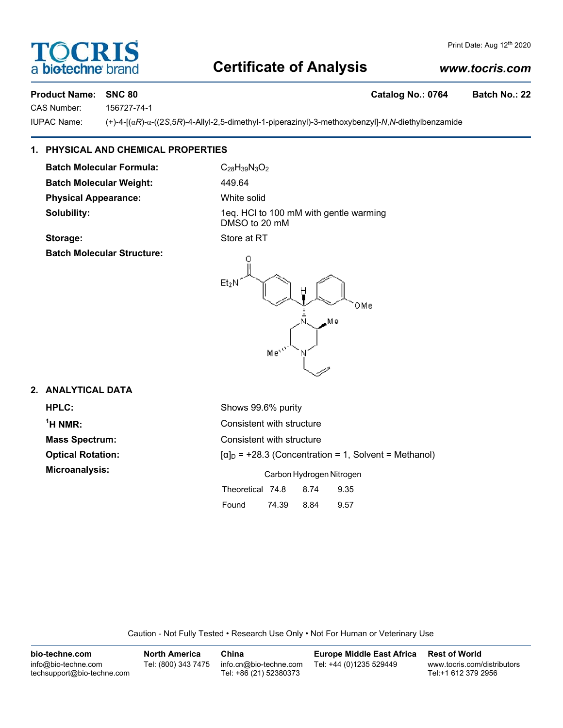Print Date: Aug 12th 2020

# Certificate of Analysis

*www.tocris.com*

**Product Name:** **SNC 80** **Catalog No.: 0764** **Batch No.: 22**

CAS Number: 156727-74-1

IUPAC Name: (+)-4-[(αR)-α-((2S,5R)-4-Allyl-2,5-dimethyl-1-piperazinyl)-3-methoxybenzyl]-N,N-diethylbenzamide

## 1. PHYSICAL AND CHEMICAL PROPERTIES

**Batch Molecular Formula:** $C_{28}H_{39}N_3O_2$

**Batch Molecular Weight:** 449.64

**Physical Appearance:** White solid

**Solubility:** 1eq. HCl to 100 mM with gentle warming
DMSO to 20 mM

**Storage:** Store at RT

**Batch Molecular Structure:**

## 2. ANALYTICAL DATA

**HPLC:** Shows 99.6% purity

**$^1$H NMR:** Consistent with structure

**Mass Spectrum:** Consistent with structure

**Optical Rotation:** $[\alpha]_D$ = +28.3 (Concentration = 1, Solvent = Methanol)

**Microanalysis:**

| | Carbon | Hydrogen | Nitrogen |
|---|---|---|---|
| Theoretical | 74.8 | 8.74 | 9.35 |
| Found | 74.39 | 8.84 | 9.57 |

Caution - Not Fully Tested • Research Use Only • Not For Human or Veterinary Use

**bio-techne.com**
info@bio-techne.com
techsupport@bio-techne.com

**North America**
Tel: (800) 343 7475

**China**
info.cn@bio-techne.com
Tel: +86 (21) 52380373

**Europe Middle East Africa**
Tel: +44 (0)1235 529449

**Rest of World**
www.tocris.com/distributors
Tel:+1 612 379 2956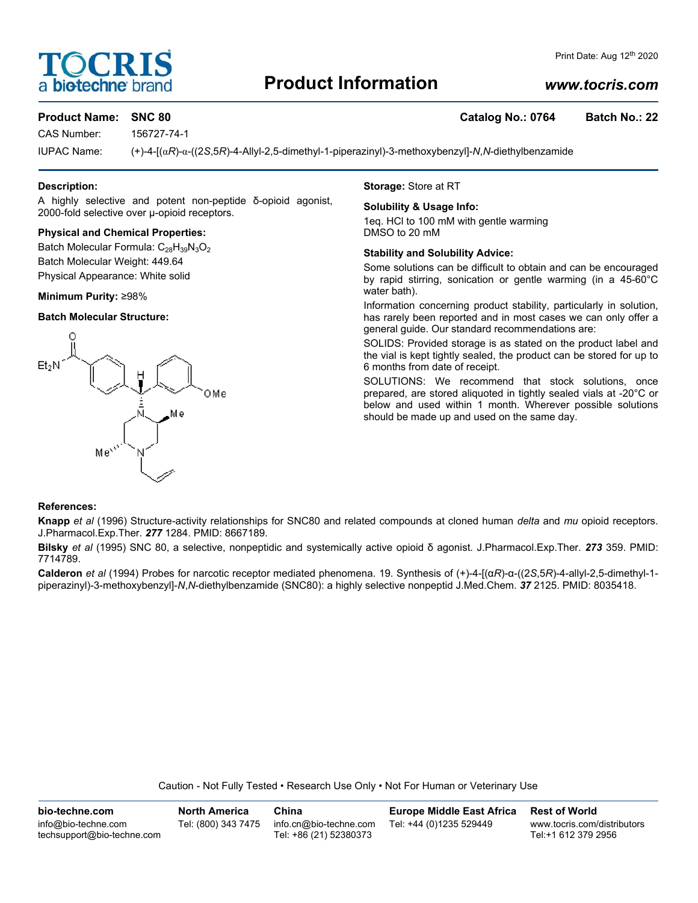# Product Information

**www.tocris.com**

Print Date: Aug 12th 2020

**Product Name: SNC 80** **Catalog No.: 0764** **Batch No.: 22**

CAS Number: 156727-74-1

IUPAC Name: (+)-4-[(αR)-α-((2S,5R)-4-Allyl-2,5-dimethyl-1-piperazinyl)-3-methoxybenzyl]-N,N-diethylbenzamide

**Description:**

A highly selective and potent non-peptide δ-opioid agonist, 2000-fold selective over μ-opioid receptors.

**Physical and Chemical Properties:**

Batch Molecular Formula: $C_{28}H_{39}N_3O_2$

Batch Molecular Weight: 449.64

Physical Appearance: White solid

**Minimum Purity:** ≥98%

**Batch Molecular Structure:**

Et2N, O, H, OMe, N, Me, Me, N

**Storage:** Store at RT

**Solubility & Usage Info:**

1eq. HCl to 100 mM with gentle warming
DMSO to 20 mM

**Stability and Solubility Advice:**

Some solutions can be difficult to obtain and can be encouraged by rapid stirring, sonication or gentle warming (in a 45-60°C water bath).

Information concerning product stability, particularly in solution, has rarely been reported and in most cases we can only offer a general guide. Our standard recommendations are:

SOLIDS: Provided storage is as stated on the product label and the vial is kept tightly sealed, the product can be stored for up to 6 months from date of receipt.

SOLUTIONS: We recommend that stock solutions, once prepared, are stored aliquoted in tightly sealed vials at -20°C or below and used within 1 month. Wherever possible solutions should be made up and used on the same day.

**References:**

**Knapp** *et al* (1996) Structure-activity relationships for SNC80 and related compounds at cloned human *delta* and *mu* opioid receptors. J.Pharmacol.Exp.Ther. ***277*** 1284. PMID: 8667189.

**Bilsky** *et al* (1995) SNC 80, a selective, nonpeptidic and systemically active opioid δ agonist. J.Pharmacol.Exp.Ther. ***273*** 359. PMID: 7714789.

**Calderon** *et al* (1994) Probes for narcotic receptor mediated phenomena. 19. Synthesis of (+)-4-[(αR)-α-((2S,5R)-4-allyl-2,5-dimethyl-1-piperazinyl)-3-methoxybenzyl]-N,N-diethylbenzamide (SNC80): a highly selective nonpeptid J.Med.Chem. ***37*** 2125. PMID: 8035418.

Caution - Not Fully Tested • Research Use Only • Not For Human or Veterinary Use

| bio-techne.com | North America | China | Europe Middle East Africa | Rest of World |
|---|---|---|---|---|
| info@bio-techne.com<br>techsupport@bio-techne.com | Tel: (800) 343 7475 | info.cn@bio-techne.com<br>Tel: +86 (21) 52380373 | Tel: +44 (0)1235 529449 | www.tocris.com/distributors<br>Tel:+1 612 379 2956 |